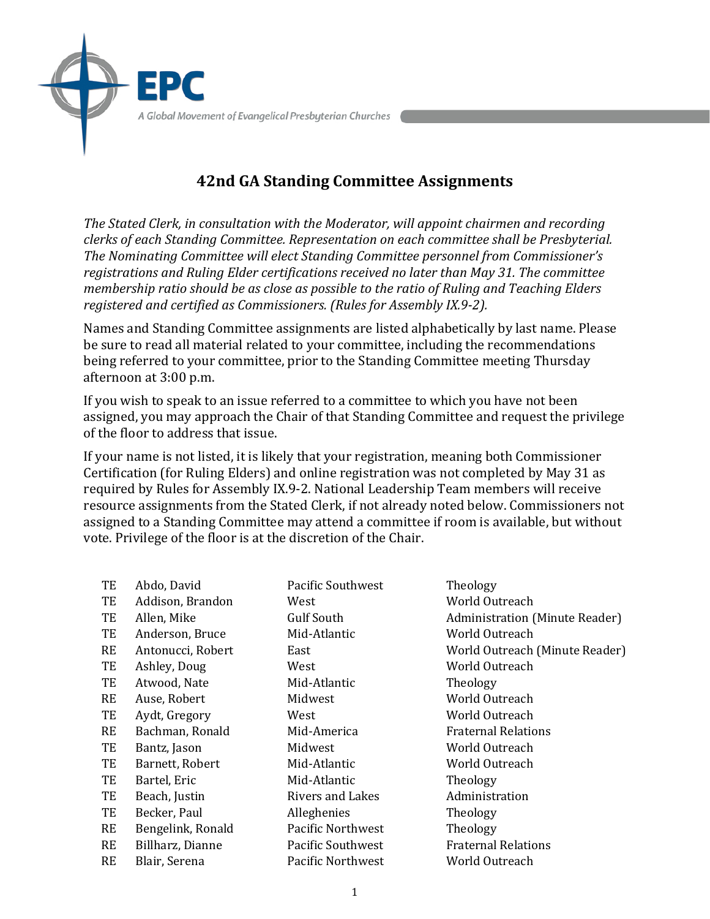EPC

A Global Movement of Evangelical Presbyterian Churches

# 42nd GA Standing Committee Assignments

*The Stated Clerk, in consultation with the Moderator, will appoint chairmen and recording clerks of each Standing Committee. Representation on each committee shall be Presbyterial. The Nominating Committee will elect Standing Committee personnel from Commissioner's registrations and Ruling Elder certifications received no later than May 31. The committee membership ratio should be as close as possible to the ratio of Ruling and Teaching Elders registered and certified as Commissioners. (Rules for Assembly IX.9-2).*

Names and Standing Committee assignments are listed alphabetically by last name. Please be sure to read all material related to your committee, including the recommendations being referred to your committee, prior to the Standing Committee meeting Thursday afternoon at 3:00 p.m.

If you wish to speak to an issue referred to a committee to which you have not been assigned, you may approach the Chair of that Standing Committee and request the privilege of the floor to address that issue.

If your name is not listed, it is likely that your registration, meaning both Commissioner Certification (for Ruling Elders) and online registration was not completed by May 31 as required by Rules for Assembly IX.9-2. National Leadership Team members will receive resource assignments from the Stated Clerk, if not already noted below. Commissioners not assigned to a Standing Committee may attend a committee if room is available, but without vote. Privilege of the floor is at the discretion of the Chair.

| | | | |
|---|---|---|---|
| TE | Abdo, David | Pacific Southwest | Theology |
| TE | Addison, Brandon | West | World Outreach |
| TE | Allen, Mike | Gulf South | Administration (Minute Reader) |
| TE | Anderson, Bruce | Mid-Atlantic | World Outreach |
| RE | Antonucci, Robert | East | World Outreach (Minute Reader) |
| TE | Ashley, Doug | West | World Outreach |
| TE | Atwood, Nate | Mid-Atlantic | Theology |
| RE | Ause, Robert | Midwest | World Outreach |
| TE | Aydt, Gregory | West | World Outreach |
| RE | Bachman, Ronald | Mid-America | Fraternal Relations |
| TE | Bantz, Jason | Midwest | World Outreach |
| TE | Barnett, Robert | Mid-Atlantic | World Outreach |
| TE | Bartel, Eric | Mid-Atlantic | Theology |
| TE | Beach, Justin | Rivers and Lakes | Administration |
| TE | Becker, Paul | Alleghenies | Theology |
| RE | Bengelink, Ronald | Pacific Northwest | Theology |
| RE | Billharz, Dianne | Pacific Southwest | Fraternal Relations |
| RE | Blair, Serena | Pacific Northwest | World Outreach |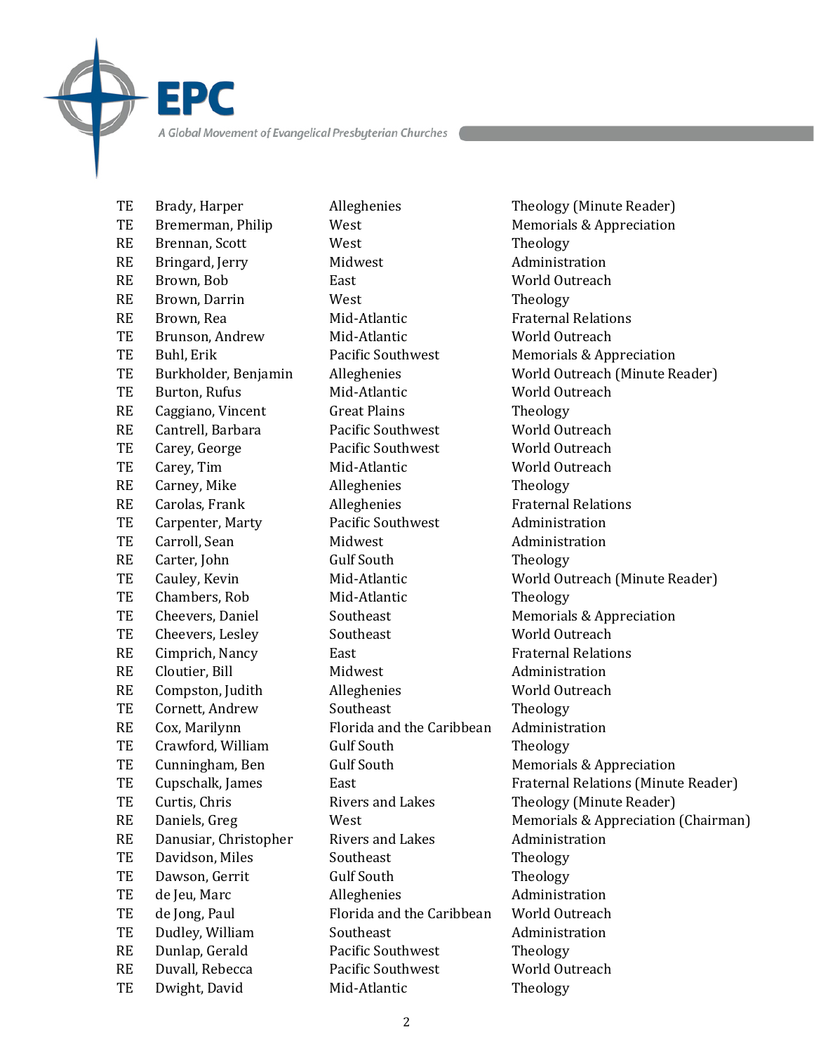| | | | |
|---|---|---|---|
| TE | Brady, Harper | Alleghenies | Theology (Minute Reader) |
| TE | Bremerman, Philip | West | Memorials & Appreciation |
| RE | Brennan, Scott | West | Theology |
| RE | Bringard, Jerry | Midwest | Administration |
| RE | Brown, Bob | East | World Outreach |
| RE | Brown, Darrin | West | Theology |
| RE | Brown, Rea | Mid-Atlantic | Fraternal Relations |
| TE | Brunson, Andrew | Mid-Atlantic | World Outreach |
| TE | Buhl, Erik | Pacific Southwest | Memorials & Appreciation |
| TE | Burkholder, Benjamin | Alleghenies | World Outreach (Minute Reader) |
| TE | Burton, Rufus | Mid-Atlantic | World Outreach |
| RE | Caggiano, Vincent | Great Plains | Theology |
| RE | Cantrell, Barbara | Pacific Southwest | World Outreach |
| TE | Carey, George | Pacific Southwest | World Outreach |
| TE | Carey, Tim | Mid-Atlantic | World Outreach |
| RE | Carney, Mike | Alleghenies | Theology |
| RE | Carolas, Frank | Alleghenies | Fraternal Relations |
| TE | Carpenter, Marty | Pacific Southwest | Administration |
| TE | Carroll, Sean | Midwest | Administration |
| RE | Carter, John | Gulf South | Theology |
| TE | Cauley, Kevin | Mid-Atlantic | World Outreach (Minute Reader) |
| TE | Chambers, Rob | Mid-Atlantic | Theology |
| TE | Cheevers, Daniel | Southeast | Memorials & Appreciation |
| TE | Cheevers, Lesley | Southeast | World Outreach |
| RE | Cimprich, Nancy | East | Fraternal Relations |
| RE | Cloutier, Bill | Midwest | Administration |
| RE | Compston, Judith | Alleghenies | World Outreach |
| TE | Cornett, Andrew | Southeast | Theology |
| RE | Cox, Marilynn | Florida and the Caribbean | Administration |
| TE | Crawford, William | Gulf South | Theology |
| TE | Cunningham, Ben | Gulf South | Memorials & Appreciation |
| TE | Cupschalk, James | East | Fraternal Relations (Minute Reader) |
| TE | Curtis, Chris | Rivers and Lakes | Theology (Minute Reader) |
| RE | Daniels, Greg | West | Memorials & Appreciation (Chairman) |
| RE | Danusiar, Christopher | Rivers and Lakes | Administration |
| TE | Davidson, Miles | Southeast | Theology |
| TE | Dawson, Gerrit | Gulf South | Theology |
| TE | de Jeu, Marc | Alleghenies | Administration |
| TE | de Jong, Paul | Florida and the Caribbean | World Outreach |
| TE | Dudley, William | Southeast | Administration |
| RE | Dunlap, Gerald | Pacific Southwest | Theology |
| RE | Duvall, Rebecca | Pacific Southwest | World Outreach |
| TE | Dwight, David | Mid-Atlantic | Theology |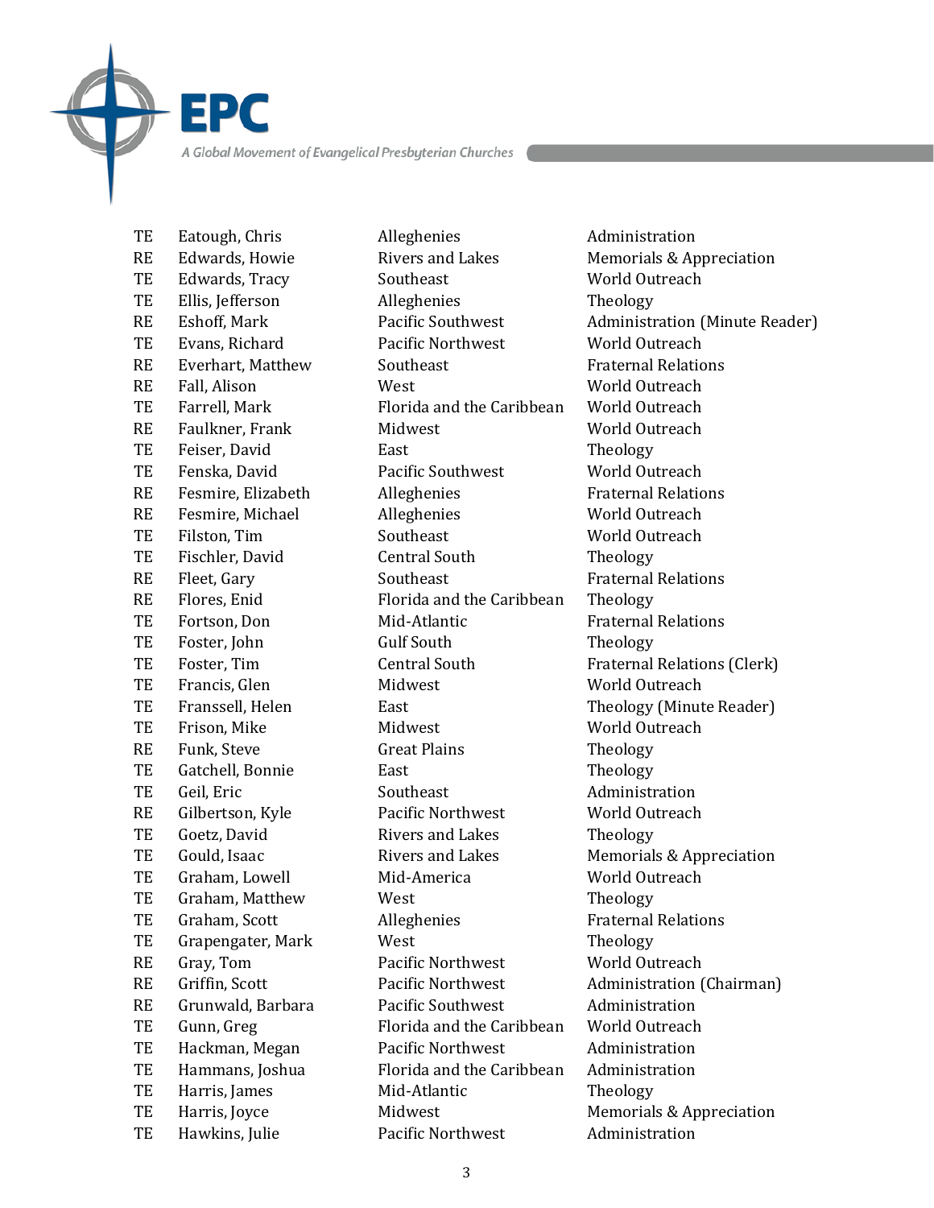| | | | |
|---|---|---|---|
| TE | Eatough, Chris | Alleghenies | Administration |
| RE | Edwards, Howie | Rivers and Lakes | Memorials & Appreciation |
| TE | Edwards, Tracy | Southeast | World Outreach |
| TE | Ellis, Jefferson | Alleghenies | Theology |
| RE | Eshoff, Mark | Pacific Southwest | Administration (Minute Reader) |
| TE | Evans, Richard | Pacific Northwest | World Outreach |
| RE | Everhart, Matthew | Southeast | Fraternal Relations |
| RE | Fall, Alison | West | World Outreach |
| TE | Farrell, Mark | Florida and the Caribbean | World Outreach |
| RE | Faulkner, Frank | Midwest | World Outreach |
| TE | Feiser, David | East | Theology |
| TE | Fenska, David | Pacific Southwest | World Outreach |
| RE | Fesmire, Elizabeth | Alleghenies | Fraternal Relations |
| RE | Fesmire, Michael | Alleghenies | World Outreach |
| TE | Filston, Tim | Southeast | World Outreach |
| TE | Fischler, David | Central South | Theology |
| RE | Fleet, Gary | Southeast | Fraternal Relations |
| RE | Flores, Enid | Florida and the Caribbean | Theology |
| TE | Fortson, Don | Mid-Atlantic | Fraternal Relations |
| TE | Foster, John | Gulf South | Theology |
| TE | Foster, Tim | Central South | Fraternal Relations (Clerk) |
| TE | Francis, Glen | Midwest | World Outreach |
| TE | Franssell, Helen | East | Theology (Minute Reader) |
| TE | Frison, Mike | Midwest | World Outreach |
| RE | Funk, Steve | Great Plains | Theology |
| TE | Gatchell, Bonnie | East | Theology |
| TE | Geil, Eric | Southeast | Administration |
| RE | Gilbertson, Kyle | Pacific Northwest | World Outreach |
| TE | Goetz, David | Rivers and Lakes | Theology |
| TE | Gould, Isaac | Rivers and Lakes | Memorials & Appreciation |
| TE | Graham, Lowell | Mid-America | World Outreach |
| TE | Graham, Matthew | West | Theology |
| TE | Graham, Scott | Alleghenies | Fraternal Relations |
| TE | Grapengater, Mark | West | Theology |
| RE | Gray, Tom | Pacific Northwest | World Outreach |
| RE | Griffin, Scott | Pacific Northwest | Administration (Chairman) |
| RE | Grunwald, Barbara | Pacific Southwest | Administration |
| TE | Gunn, Greg | Florida and the Caribbean | World Outreach |
| TE | Hackman, Megan | Pacific Northwest | Administration |
| TE | Hammans, Joshua | Florida and the Caribbean | Administration |
| TE | Harris, James | Mid-Atlantic | Theology |
| TE | Harris, Joyce | Midwest | Memorials & Appreciation |
| TE | Hawkins, Julie | Pacific Northwest | Administration |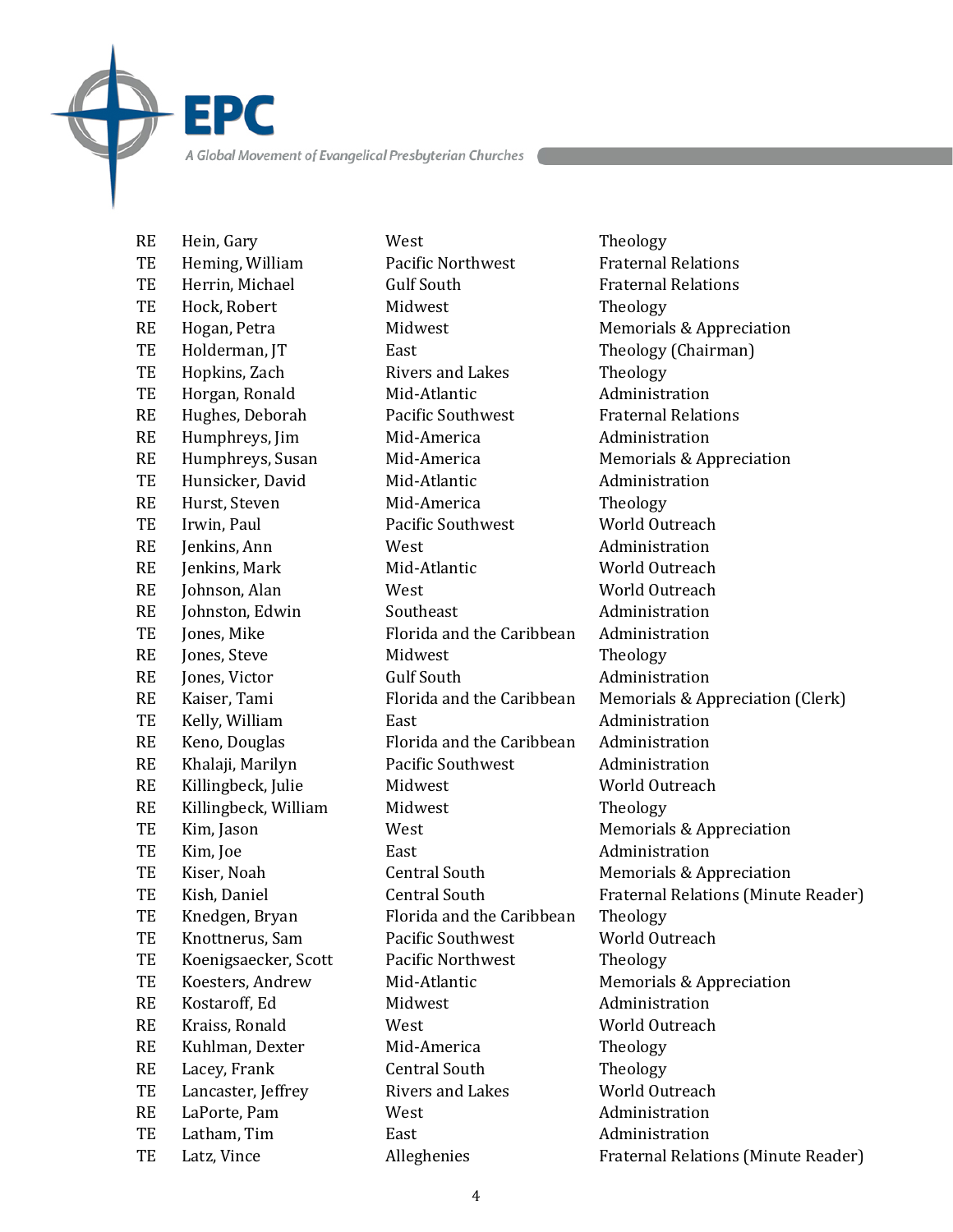| | | | |
|---|---|---|---|
| RE | Hein, Gary | West | Theology |
| TE | Heming, William | Pacific Northwest | Fraternal Relations |
| TE | Herrin, Michael | Gulf South | Fraternal Relations |
| TE | Hock, Robert | Midwest | Theology |
| RE | Hogan, Petra | Midwest | Memorials & Appreciation |
| TE | Holderman, JT | East | Theology (Chairman) |
| TE | Hopkins, Zach | Rivers and Lakes | Theology |
| TE | Horgan, Ronald | Mid-Atlantic | Administration |
| RE | Hughes, Deborah | Pacific Southwest | Fraternal Relations |
| RE | Humphreys, Jim | Mid-America | Administration |
| RE | Humphreys, Susan | Mid-America | Memorials & Appreciation |
| TE | Hunsicker, David | Mid-Atlantic | Administration |
| RE | Hurst, Steven | Mid-America | Theology |
| TE | Irwin, Paul | Pacific Southwest | World Outreach |
| RE | Jenkins, Ann | West | Administration |
| RE | Jenkins, Mark | Mid-Atlantic | World Outreach |
| RE | Johnson, Alan | West | World Outreach |
| RE | Johnston, Edwin | Southeast | Administration |
| TE | Jones, Mike | Florida and the Caribbean | Administration |
| RE | Jones, Steve | Midwest | Theology |
| RE | Jones, Victor | Gulf South | Administration |
| RE | Kaiser, Tami | Florida and the Caribbean | Memorials & Appreciation (Clerk) |
| TE | Kelly, William | East | Administration |
| RE | Keno, Douglas | Florida and the Caribbean | Administration |
| RE | Khalaji, Marilyn | Pacific Southwest | Administration |
| RE | Killingbeck, Julie | Midwest | World Outreach |
| RE | Killingbeck, William | Midwest | Theology |
| TE | Kim, Jason | West | Memorials & Appreciation |
| TE | Kim, Joe | East | Administration |
| TE | Kiser, Noah | Central South | Memorials & Appreciation |
| TE | Kish, Daniel | Central South | Fraternal Relations (Minute Reader) |
| TE | Knedgen, Bryan | Florida and the Caribbean | Theology |
| TE | Knottnerus, Sam | Pacific Southwest | World Outreach |
| TE | Koenigsaecker, Scott | Pacific Northwest | Theology |
| TE | Koesters, Andrew | Mid-Atlantic | Memorials & Appreciation |
| RE | Kostaroff, Ed | Midwest | Administration |
| RE | Kraiss, Ronald | West | World Outreach |
| RE | Kuhlman, Dexter | Mid-America | Theology |
| RE | Lacey, Frank | Central South | Theology |
| TE | Lancaster, Jeffrey | Rivers and Lakes | World Outreach |
| RE | LaPorte, Pam | West | Administration |
| TE | Latham, Tim | East | Administration |
| TE | Latz, Vince | Alleghenies | Fraternal Relations (Minute Reader) |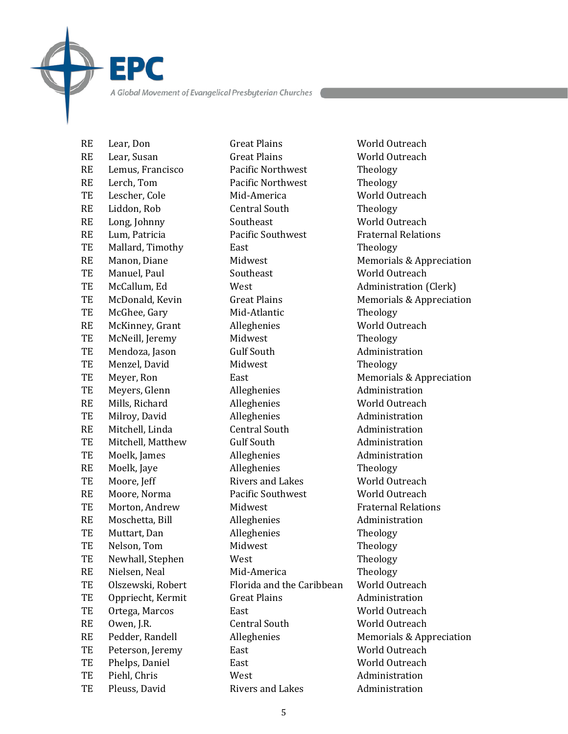| | | | |
|---|---|---|---|
| RE | Lear, Don | Great Plains | World Outreach |
| RE | Lear, Susan | Great Plains | World Outreach |
| RE | Lemus, Francisco | Pacific Northwest | Theology |
| RE | Lerch, Tom | Pacific Northwest | Theology |
| TE | Lescher, Cole | Mid-America | World Outreach |
| RE | Liddon, Rob | Central South | Theology |
| RE | Long, Johnny | Southeast | World Outreach |
| RE | Lum, Patricia | Pacific Southwest | Fraternal Relations |
| TE | Mallard, Timothy | East | Theology |
| RE | Manon, Diane | Midwest | Memorials & Appreciation |
| TE | Manuel, Paul | Southeast | World Outreach |
| TE | McCallum, Ed | West | Administration (Clerk) |
| TE | McDonald, Kevin | Great Plains | Memorials & Appreciation |
| TE | McGhee, Gary | Mid-Atlantic | Theology |
| RE | McKinney, Grant | Alleghenies | World Outreach |
| TE | McNeill, Jeremy | Midwest | Theology |
| TE | Mendoza, Jason | Gulf South | Administration |
| TE | Menzel, David | Midwest | Theology |
| TE | Meyer, Ron | East | Memorials & Appreciation |
| TE | Meyers, Glenn | Alleghenies | Administration |
| RE | Mills, Richard | Alleghenies | World Outreach |
| TE | Milroy, David | Alleghenies | Administration |
| RE | Mitchell, Linda | Central South | Administration |
| TE | Mitchell, Matthew | Gulf South | Administration |
| TE | Moelk, James | Alleghenies | Administration |
| RE | Moelk, Jaye | Alleghenies | Theology |
| TE | Moore, Jeff | Rivers and Lakes | World Outreach |
| RE | Moore, Norma | Pacific Southwest | World Outreach |
| TE | Morton, Andrew | Midwest | Fraternal Relations |
| RE | Moschetta, Bill | Alleghenies | Administration |
| TE | Muttart, Dan | Alleghenies | Theology |
| TE | Nelson, Tom | Midwest | Theology |
| TE | Newhall, Stephen | West | Theology |
| RE | Nielsen, Neal | Mid-America | Theology |
| TE | Olszewski, Robert | Florida and the Caribbean | World Outreach |
| TE | Oppriecht, Kermit | Great Plains | Administration |
| TE | Ortega, Marcos | East | World Outreach |
| RE | Owen, J.R. | Central South | World Outreach |
| RE | Pedder, Randell | Alleghenies | Memorials & Appreciation |
| TE | Peterson, Jeremy | East | World Outreach |
| TE | Phelps, Daniel | East | World Outreach |
| TE | Piehl, Chris | West | Administration |
| TE | Pleuss, David | Rivers and Lakes | Administration |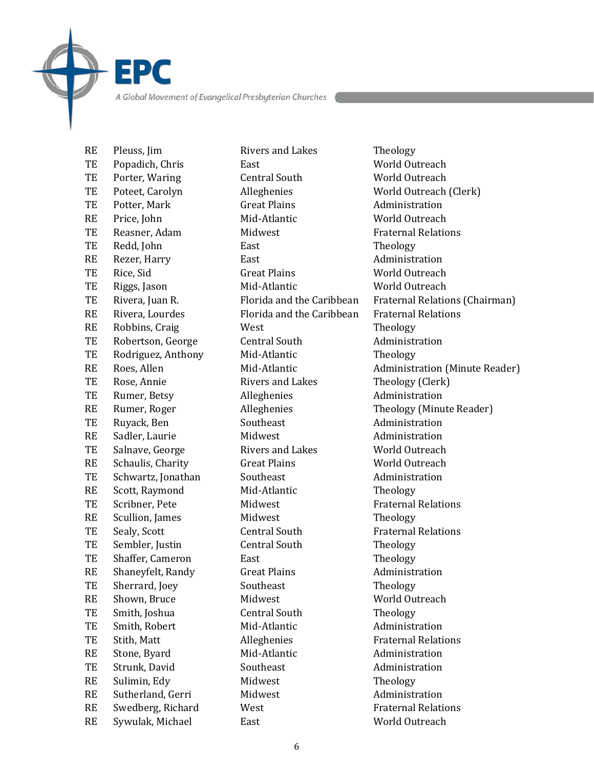| | | | |
|---|---|---|---|
| RE | Pleuss, Jim | Rivers and Lakes | Theology |
| TE | Popadich, Chris | East | World Outreach |
| TE | Porter, Waring | Central South | World Outreach |
| TE | Poteet, Carolyn | Alleghenies | World Outreach (Clerk) |
| TE | Potter, Mark | Great Plains | Administration |
| RE | Price, John | Mid-Atlantic | World Outreach |
| TE | Reasner, Adam | Midwest | Fraternal Relations |
| TE | Redd, John | East | Theology |
| RE | Rezer, Harry | East | Administration |
| TE | Rice, Sid | Great Plains | World Outreach |
| TE | Riggs, Jason | Mid-Atlantic | World Outreach |
| TE | Rivera, Juan R. | Florida and the Caribbean | Fraternal Relations (Chairman) |
| RE | Rivera, Lourdes | Florida and the Caribbean | Fraternal Relations |
| RE | Robbins, Craig | West | Theology |
| TE | Robertson, George | Central South | Administration |
| TE | Rodriguez, Anthony | Mid-Atlantic | Theology |
| RE | Roes, Allen | Mid-Atlantic | Administration (Minute Reader) |
| TE | Rose, Annie | Rivers and Lakes | Theology (Clerk) |
| TE | Rumer, Betsy | Alleghenies | Administration |
| RE | Rumer, Roger | Alleghenies | Theology (Minute Reader) |
| TE | Ruyack, Ben | Southeast | Administration |
| RE | Sadler, Laurie | Midwest | Administration |
| TE | Salnave, George | Rivers and Lakes | World Outreach |
| RE | Schaulis, Charity | Great Plains | World Outreach |
| TE | Schwartz, Jonathan | Southeast | Administration |
| RE | Scott, Raymond | Mid-Atlantic | Theology |
| TE | Scribner, Pete | Midwest | Fraternal Relations |
| RE | Scullion, James | Midwest | Theology |
| TE | Sealy, Scott | Central South | Fraternal Relations |
| TE | Sembler, Justin | Central South | Theology |
| TE | Shaffer, Cameron | East | Theology |
| RE | Shaneyfelt, Randy | Great Plains | Administration |
| TE | Sherrard, Joey | Southeast | Theology |
| RE | Shown, Bruce | Midwest | World Outreach |
| TE | Smith, Joshua | Central South | Theology |
| TE | Smith, Robert | Mid-Atlantic | Administration |
| TE | Stith, Matt | Alleghenies | Fraternal Relations |
| RE | Stone, Byard | Mid-Atlantic | Administration |
| TE | Strunk, David | Southeast | Administration |
| RE | Sulimin, Edy | Midwest | Theology |
| RE | Sutherland, Gerri | Midwest | Administration |
| RE | Swedberg, Richard | West | Fraternal Relations |
| RE | Sywulak, Michael | East | World Outreach |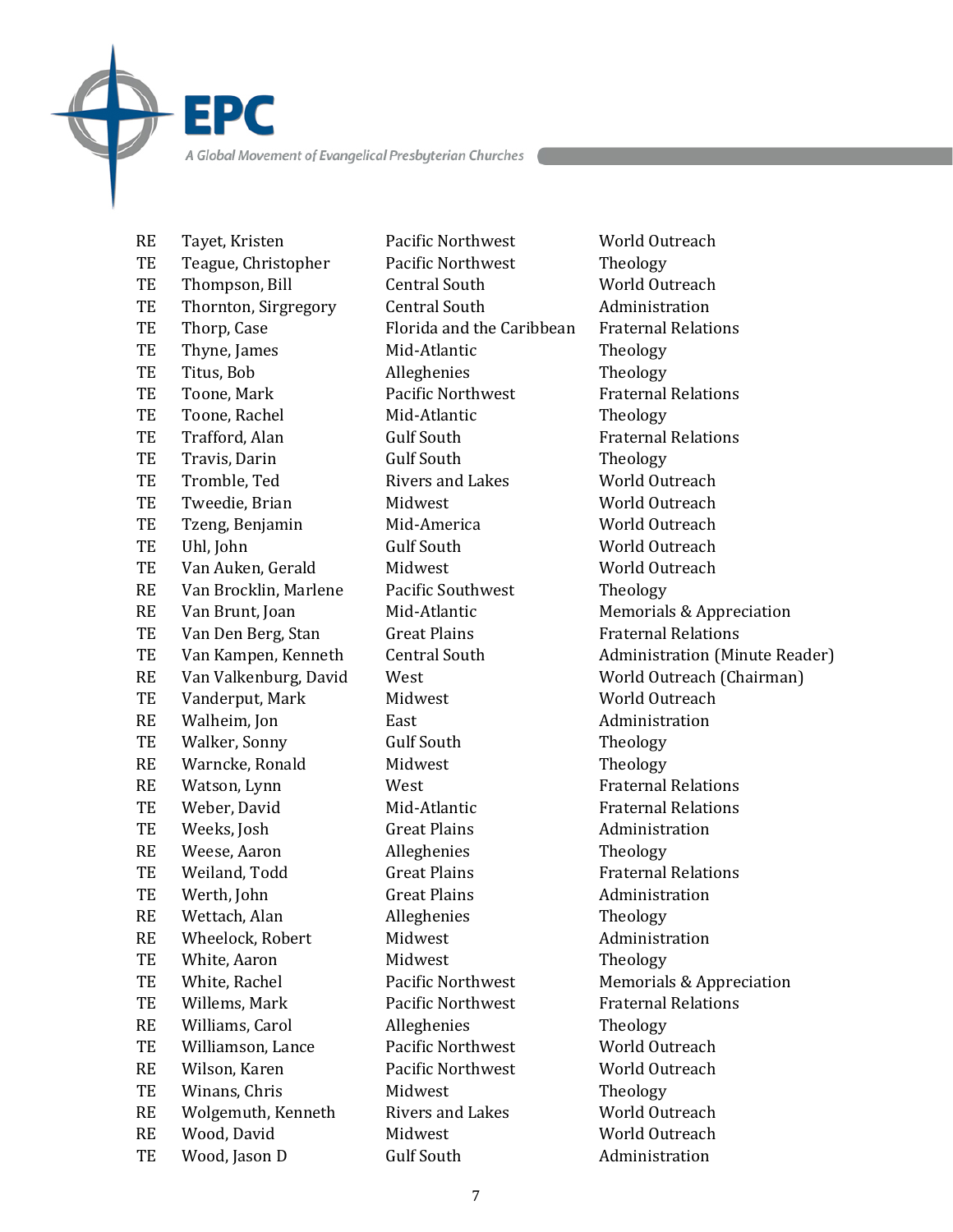| | | | |
|---|---|---|---|
| RE | Tayet, Kristen | Pacific Northwest | World Outreach |
| TE | Teague, Christopher | Pacific Northwest | Theology |
| TE | Thompson, Bill | Central South | World Outreach |
| TE | Thornton, Sirgregory | Central South | Administration |
| TE | Thorp, Case | Florida and the Caribbean | Fraternal Relations |
| TE | Thyne, James | Mid-Atlantic | Theology |
| TE | Titus, Bob | Alleghenies | Theology |
| TE | Toone, Mark | Pacific Northwest | Fraternal Relations |
| TE | Toone, Rachel | Mid-Atlantic | Theology |
| TE | Trafford, Alan | Gulf South | Fraternal Relations |
| TE | Travis, Darin | Gulf South | Theology |
| TE | Tromble, Ted | Rivers and Lakes | World Outreach |
| TE | Tweedie, Brian | Midwest | World Outreach |
| TE | Tzeng, Benjamin | Mid-America | World Outreach |
| TE | Uhl, John | Gulf South | World Outreach |
| TE | Van Auken, Gerald | Midwest | World Outreach |
| RE | Van Brocklin, Marlene | Pacific Southwest | Theology |
| RE | Van Brunt, Joan | Mid-Atlantic | Memorials & Appreciation |
| TE | Van Den Berg, Stan | Great Plains | Fraternal Relations |
| TE | Van Kampen, Kenneth | Central South | Administration (Minute Reader) |
| RE | Van Valkenburg, David | West | World Outreach (Chairman) |
| TE | Vanderput, Mark | Midwest | World Outreach |
| RE | Walheim, Jon | East | Administration |
| TE | Walker, Sonny | Gulf South | Theology |
| RE | Warncke, Ronald | Midwest | Theology |
| RE | Watson, Lynn | West | Fraternal Relations |
| TE | Weber, David | Mid-Atlantic | Fraternal Relations |
| TE | Weeks, Josh | Great Plains | Administration |
| RE | Weese, Aaron | Alleghenies | Theology |
| TE | Weiland, Todd | Great Plains | Fraternal Relations |
| TE | Werth, John | Great Plains | Administration |
| RE | Wettach, Alan | Alleghenies | Theology |
| RE | Wheelock, Robert | Midwest | Administration |
| TE | White, Aaron | Midwest | Theology |
| TE | White, Rachel | Pacific Northwest | Memorials & Appreciation |
| TE | Willems, Mark | Pacific Northwest | Fraternal Relations |
| RE | Williams, Carol | Alleghenies | Theology |
| TE | Williamson, Lance | Pacific Northwest | World Outreach |
| RE | Wilson, Karen | Pacific Northwest | World Outreach |
| TE | Winans, Chris | Midwest | Theology |
| RE | Wolgemuth, Kenneth | Rivers and Lakes | World Outreach |
| RE | Wood, David | Midwest | World Outreach |
| TE | Wood, Jason D | Gulf South | Administration |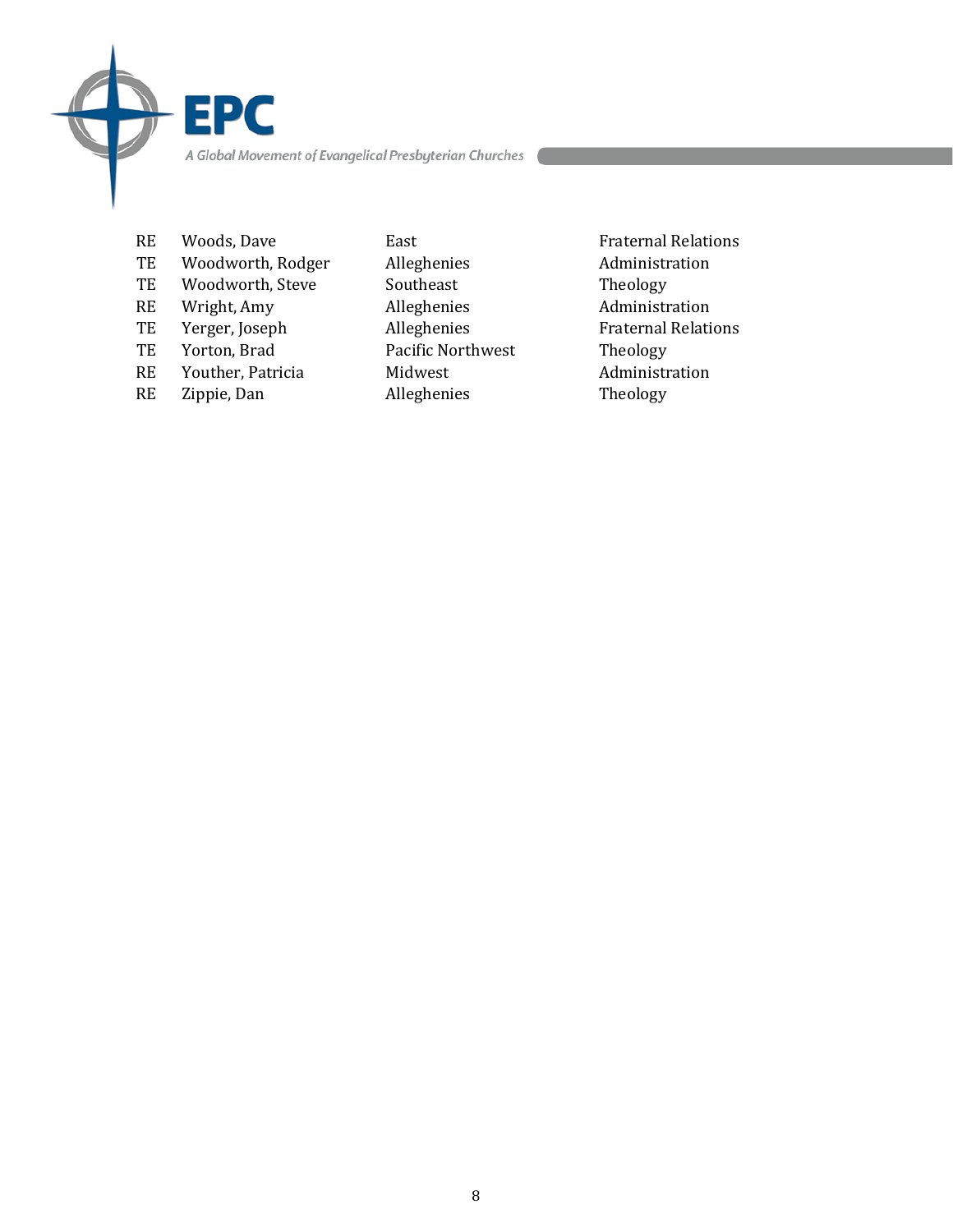| | | | |
|---|---|---|---|
| RE | Woods, Dave | East | Fraternal Relations |
| TE | Woodworth, Rodger | Alleghenies | Administration |
| TE | Woodworth, Steve | Southeast | Theology |
| RE | Wright, Amy | Alleghenies | Administration |
| TE | Yerger, Joseph | Alleghenies | Fraternal Relations |
| TE | Yorton, Brad | Pacific Northwest | Theology |
| RE | Youther, Patricia | Midwest | Administration |
| RE | Zippie, Dan | Alleghenies | Theology |